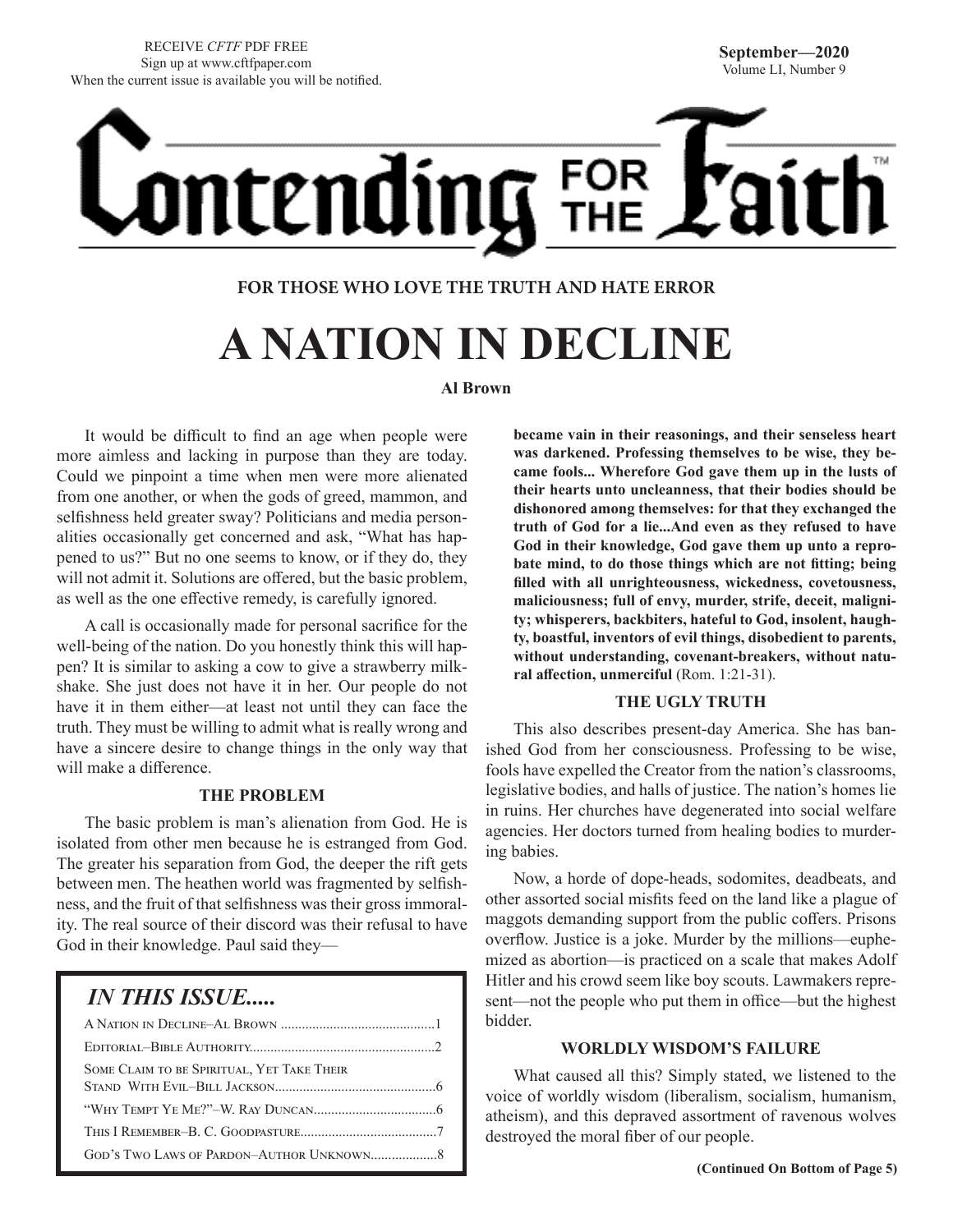RECEIVE *CFTF* PDF FREE
Sign up at www.cftfpaper.com
When the current issue is available you will be notified.

**September—2020**
Volume LI, Number 9

# Contending FOR THE Faith™

**FOR THOSE WHO LOVE THE TRUTH AND HATE ERROR**

# A NATION IN DECLINE

**Al Brown**

It would be difficult to find an age when people were more aimless and lacking in purpose than they are today. Could we pinpoint a time when men were more alienated from one another, or when the gods of greed, mammon, and selfishness held greater sway? Politicians and media personalities occasionally get concerned and ask, "What has happened to us?" But no one seems to know, or if they do, they will not admit it. Solutions are offered, but the basic problem, as well as the one effective remedy, is carefully ignored.

A call is occasionally made for personal sacrifice for the well-being of the nation. Do you honestly think this will happen? It is similar to asking a cow to give a strawberry milkshake. She just does not have it in her. Our people do not have it in them either—at least not until they can face the truth. They must be willing to admit what is really wrong and have a sincere desire to change things in the only way that will make a difference.

### THE PROBLEM

The basic problem is man's alienation from God. He is isolated from other men because he is estranged from God. The greater his separation from God, the deeper the rift gets between men. The heathen world was fragmented by selfishness, and the fruit of that selfishness was their gross immorality. The real source of their discord was their refusal to have God in their knowledge. Paul said they—**became vain in their reasonings, and their senseless heart was darkened. Professing themselves to be wise, they became fools... Wherefore God gave them up in the lusts of their hearts unto uncleanness, that their bodies should be dishonored among themselves: for that they exchanged the truth of God for a lie...And even as they refused to have God in their knowledge, God gave them up unto a reprobate mind, to do those things which are not fitting; being filled with all unrighteousness, wickedness, covetousness, maliciousness; full of envy, murder, strife, deceit, malignity; whisperers, backbiters, hateful to God, insolent, haughty, boastful, inventors of evil things, disobedient to parents, without understanding, covenant-breakers, without natural affection, unmerciful** (Rom. 1:21-31).

### THE UGLY TRUTH

This also describes present-day America. She has banished God from her consciousness. Professing to be wise, fools have expelled the Creator from the nation's classrooms, legislative bodies, and halls of justice. The nation's homes lie in ruins. Her churches have degenerated into social welfare agencies. Her doctors turned from healing bodies to murdering babies.

Now, a horde of dope-heads, sodomites, deadbeats, and other assorted social misfits feed on the land like a plague of maggots demanding support from the public coffers. Prisons overflow. Justice is a joke. Murder by the millions—euphemized as abortion—is practiced on a scale that makes Adolf Hitler and his crowd seem like boy scouts. Lawmakers represent—not the people who put them in office—but the highest bidder.

### WORLDLY WISDOM'S FAILURE

What caused all this? Simply stated, we listened to the voice of worldly wisdom (liberalism, socialism, humanism, atheism), and this depraved assortment of ravenous wolves destroyed the moral fiber of our people.

**(Continued On Bottom of Page 5)**

## *IN THIS ISSUE.....*

- A Nation in Decline–Al Brown ....1
- Editorial–Bible Authority....2
- Some Claim to be Spiritual, Yet Take Their Stand With Evil–Bill Jackson....6
- "Why Tempt Ye Me?"–W. Ray Duncan....6
- This I Remember–B. C. Goodpasture....7
- God's Two Laws of Pardon–Author Unknown....8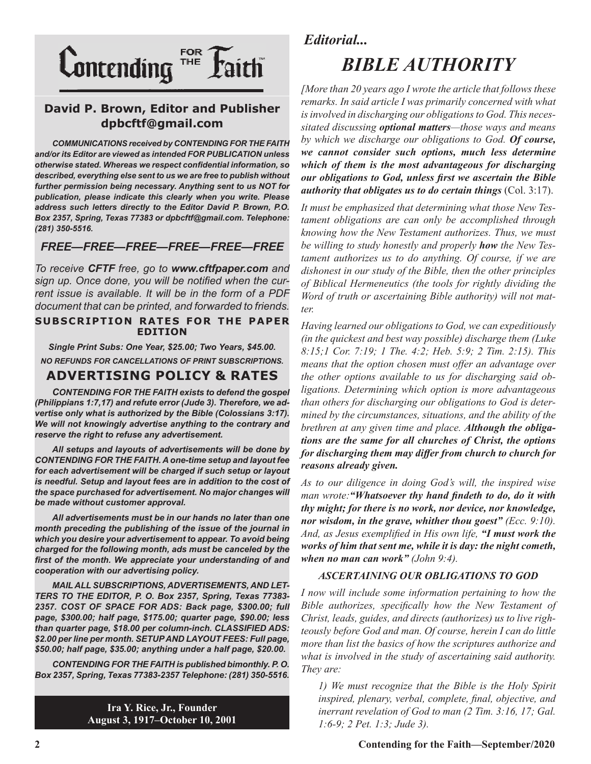# Contending for the Faith

**David P. Brown, Editor and Publisher**
**dpbcftf@gmail.com**

***COMMUNICATIONS received by CONTENDING FOR THE FAITH and/or its Editor are viewed as intended FOR PUBLICATION unless otherwise stated. Whereas we respect confidential information, so described, everything else sent to us we are free to publish without further permission being necessary. Anything sent to us NOT for publication, please indicate this clearly when you write. Please address such letters directly to the Editor David P. Brown, P.O. Box 2357, Spring, Texas 77383 or dpbcftf@gmail.com. Telephone: (281) 350-5516.***

## *FREE—FREE—FREE—FREE—FREE—FREE*

*To receive **CFTF** free, go to **www.cftfpaper.com** and sign up. Once done, you will be notified when the current issue is available. It will be in the form of a PDF document that can be printed, and forwarded to friends.*

**SUBSCRIPTION RATES FOR THE PAPER EDITION**

***Single Print Subs: One Year, $25.00; Two Years, $45.00.***

***NO REFUNDS FOR CANCELLATIONS OF PRINT SUBSCRIPTIONS.***

## ADVERTISING POLICY & RATES

***CONTENDING FOR THE FAITH exists to defend the gospel (Philippians 1:7,17) and refute error (Jude 3). Therefore, we advertise only what is authorized by the Bible (Colossians 3:17). We will not knowingly advertise anything to the contrary and reserve the right to refuse any advertisement.***

***All setups and layouts of advertisements will be done by CONTENDING FOR THE FAITH. A one-time setup and layout fee for each advertisement will be charged if such setup or layout is needful. Setup and layout fees are in addition to the cost of the space purchased for advertisement. No major changes will be made without customer approval.***

***All advertisements must be in our hands no later than one month preceding the publishing of the issue of the journal in which you desire your advertisement to appear. To avoid being charged for the following month, ads must be canceled by the first of the month. We appreciate your understanding of and cooperation with our advertising policy.***

***MAIL ALL SUBSCRIPTIONS, ADVERTISEMENTS, AND LETTERS TO THE EDITOR, P. O. Box 2357, Spring, Texas 77383-2357. COST OF SPACE FOR ADS: Back page, $300.00; full page, $300.00; half page, $175.00; quarter page, $90.00; less than quarter page, $18.00 per column-inch. CLASSIFIED ADS: $2.00 per line per month. SETUP AND LAYOUT FEES: Full page, $50.00; half page, $35.00; anything under a half page, $20.00.***

***CONTENDING FOR THE FAITH is published bimonthly. P. O. Box 2357, Spring, Texas 77383-2357 Telephone: (281) 350-5516.***

**Ira Y. Rice, Jr., Founder**
**August 3, 1917–October 10, 2001**

*Editorial...*

# *BIBLE AUTHORITY*

*[More than 20 years ago I wrote the article that follows these remarks. In said article I was primarily concerned with what is involved in discharging our obligations to God. This necessitated discussing **optional matters**—those ways and means by which we discharge our obligations to God. **Of course, we cannot consider such options, much less determine which of them is the most advantageous for discharging our obligations to God, unless first we ascertain the Bible authority that obligates us to do certain things*** (Col. 3:17).

*It must be emphasized that determining what those New Testament obligations are can only be accomplished through knowing how the New Testament authorizes. Thus, we must be willing to study honestly and properly **how** the New Testament authorizes us to do anything. Of course, if we are dishonest in our study of the Bible, then the other principles of Biblical Hermeneutics (the tools for rightly dividing the Word of truth or ascertaining Bible authority) will not matter.*

*Having learned our obligations to God, we can expeditiously (in the quickest and best way possible) discharge them (Luke 8:15;1 Cor. 7:19; 1 The. 4:2; Heb. 5:9; 2 Tim. 2:15). This means that the option chosen must offer an advantage over the other options available to us for discharging said obligations. Determining which option is more advantageous than others for discharging our obligations to God is determined by the circumstances, situations, and the ability of the brethren at any given time and place. **Although the obligations are the same for all churches of Christ, the options for discharging them may differ from church to church for reasons already given.***

*As to our diligence in doing God's will, the inspired wise man wrote:**"Whatsoever thy hand findeth to do, do it with thy might; for there is no work, nor device, nor knowledge, nor wisdom, in the grave, whither thou goest"** (Ecc. 9:10). And, as Jesus exemplified in His own life, **"I must work the works of him that sent me, while it is day: the night cometh, when no man can work"** (John 9:4).*

### *ASCERTAINING OUR OBLIGATIONS TO GOD*

*I now will include some information pertaining to how the Bible authorizes, specifically how the New Testament of Christ, leads, guides, and directs (authorizes) us to live righteously before God and man. Of course, herein I can do little more than list the basics of how the scriptures authorize and what is involved in the study of ascertaining said authority. They are:*

> *1) We must recognize that the Bible is the Holy Spirit inspired, plenary, verbal, complete, final, objective, and inerrant revelation of God to man (2 Tim. 3:16, 17; Gal. 1:6-9; 2 Pet. 1:3; Jude 3).*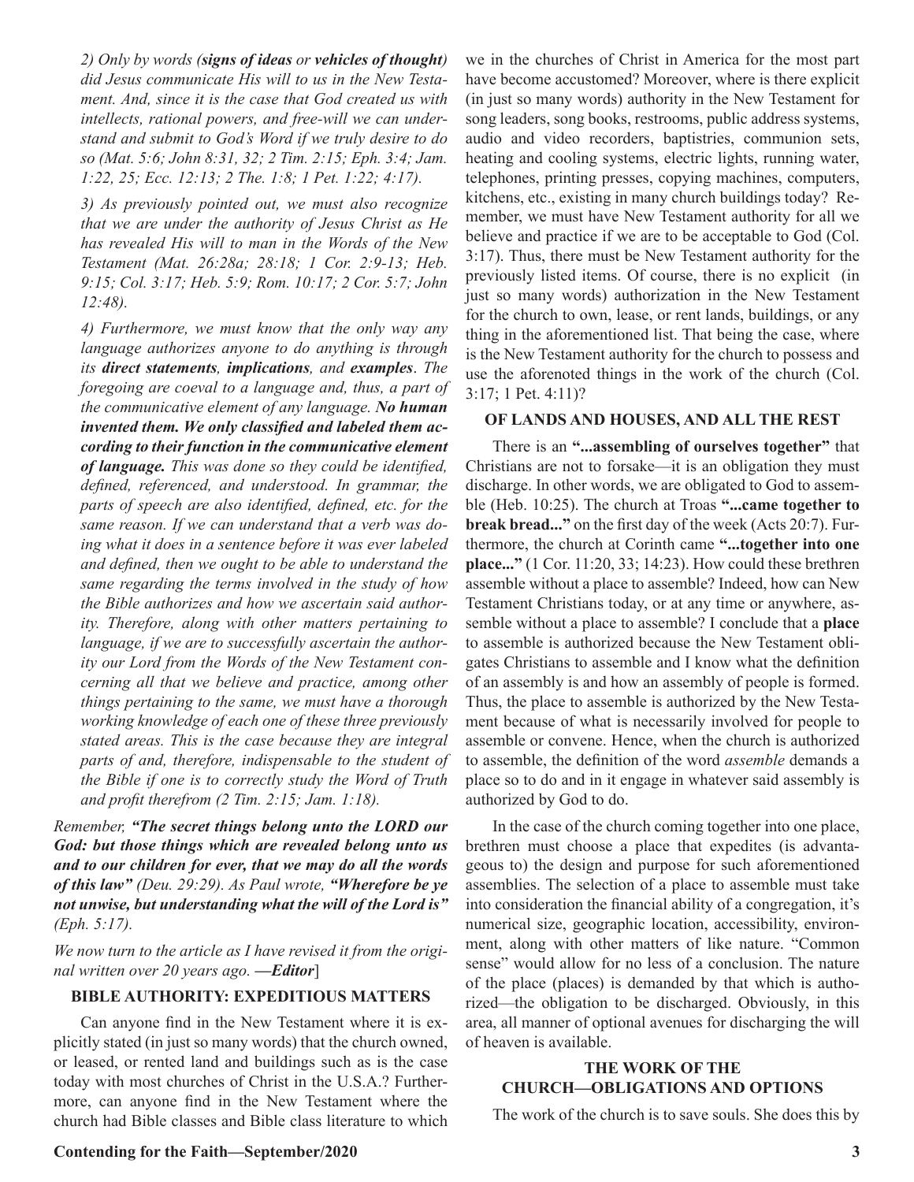*2) Only by words (**signs of ideas** or **vehicles of thought**) did Jesus communicate His will to us in the New Testament. And, since it is the case that God created us with intellects, rational powers, and free-will we can understand and submit to God's Word if we truly desire to do so (Mat. 5:6; John 8:31, 32; 2 Tim. 2:15; Eph. 3:4; Jam. 1:22, 25; Ecc. 12:13; 2 The. 1:8; 1 Pet. 1:22; 4:17).*

*3) As previously pointed out, we must also recognize that we are under the authority of Jesus Christ as He has revealed His will to man in the Words of the New Testament (Mat. 26:28a; 28:18; 1 Cor. 2:9-13; Heb. 9:15; Col. 3:17; Heb. 5:9; Rom. 10:17; 2 Cor. 5:7; John 12:48).*

*4) Furthermore, we must know that the only way any language authorizes anyone to do anything is through its **direct statements**, **implications**, and **examples**. The foregoing are coeval to a language and, thus, a part of the communicative element of any language. **No human invented them. We only classified and labeled them according to their function in the communicative element of language.** This was done so they could be identified, defined, referenced, and understood. In grammar, the parts of speech are also identified, defined, etc. for the same reason. If we can understand that a verb was doing what it does in a sentence before it was ever labeled and defined, then we ought to be able to understand the same regarding the terms involved in the study of how the Bible authorizes and how we ascertain said authority. Therefore, along with other matters pertaining to language, if we are to successfully ascertain the authority our Lord from the Words of the New Testament concerning all that we believe and practice, among other things pertaining to the same, we must have a thorough working knowledge of each one of these three previously stated areas. This is the case because they are integral parts of and, therefore, indispensable to the student of the Bible if one is to correctly study the Word of Truth and profit therefrom (2 Tim. 2:15; Jam. 1:18).*

*Remember, **"The secret things belong unto the LORD our God: but those things which are revealed belong unto us and to our children for ever, that we may do all the words of this law"** (Deu. 29:29). As Paul wrote, **"Wherefore be ye not unwise, but understanding what the will of the Lord is"** (Eph. 5:17).*

*We now turn to the article as I have revised it from the original written over 20 years ago. **—Editor**]*

## BIBLE AUTHORITY: EXPEDITIOUS MATTERS

Can anyone find in the New Testament where it is explicitly stated (in just so many words) that the church owned, or leased, or rented land and buildings such as is the case today with most churches of Christ in the U.S.A.? Furthermore, can anyone find in the New Testament where the church had Bible classes and Bible class literature to which we in the churches of Christ in America for the most part have become accustomed? Moreover, where is there explicit (in just so many words) authority in the New Testament for song leaders, song books, restrooms, public address systems, audio and video recorders, baptistries, communion sets, heating and cooling systems, electric lights, running water, telephones, printing presses, copying machines, computers, kitchens, etc., existing in many church buildings today? Remember, we must have New Testament authority for all we believe and practice if we are to be acceptable to God (Col. 3:17). Thus, there must be New Testament authority for the previously listed items. Of course, there is no explicit (in just so many words) authorization in the New Testament for the church to own, lease, or rent lands, buildings, or any thing in the aforementioned list. That being the case, where is the New Testament authority for the church to possess and use the aforenoted things in the work of the church (Col. 3:17; 1 Pet. 4:11)?

## OF LANDS AND HOUSES, AND ALL THE REST

There is an **"...assembling of ourselves together"** that Christians are not to forsake—it is an obligation they must discharge. In other words, we are obligated to God to assemble (Heb. 10:25). The church at Troas **"...came together to break bread..."** on the first day of the week (Acts 20:7). Furthermore, the church at Corinth came **"...together into one place..."** (1 Cor. 11:20, 33; 14:23). How could these brethren assemble without a place to assemble? Indeed, how can New Testament Christians today, or at any time or anywhere, assemble without a place to assemble? I conclude that a **place** to assemble is authorized because the New Testament obligates Christians to assemble and I know what the definition of an assembly is and how an assembly of people is formed. Thus, the place to assemble is authorized by the New Testament because of what is necessarily involved for people to assemble or convene. Hence, when the church is authorized to assemble, the definition of the word *assemble* demands a place so to do and in it engage in whatever said assembly is authorized by God to do.

In the case of the church coming together into one place, brethren must choose a place that expedites (is advantageous to) the design and purpose for such aforementioned assemblies. The selection of a place to assemble must take into consideration the financial ability of a congregation, it's numerical size, geographic location, accessibility, environment, along with other matters of like nature. "Common sense" would allow for no less of a conclusion. The nature of the place (places) is demanded by that which is authorized—the obligation to be discharged. Obviously, in this area, all manner of optional avenues for discharging the will of heaven is available.

## THE WORK OF THE CHURCH—OBLIGATIONS AND OPTIONS

The work of the church is to save souls. She does this by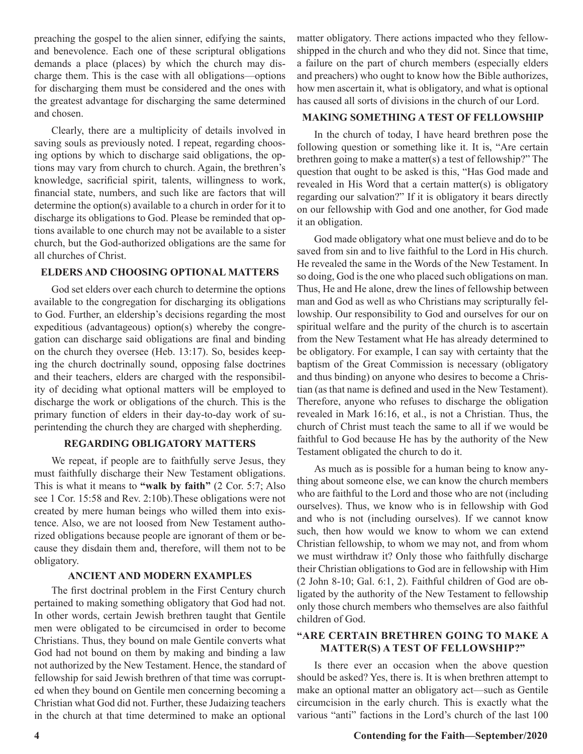preaching the gospel to the alien sinner, edifying the saints, and benevolence. Each one of these scriptural obligations demands a place (places) by which the church may discharge them. This is the case with all obligations—options for discharging them must be considered and the ones with the greatest advantage for discharging the same determined and chosen.

Clearly, there are a multiplicity of details involved in saving souls as previously noted. I repeat, regarding choosing options by which to discharge said obligations, the options may vary from church to church. Again, the brethren's knowledge, sacrificial spirit, talents, willingness to work, financial state, numbers, and such like are factors that will determine the option(s) available to a church in order for it to discharge its obligations to God. Please be reminded that options available to one church may not be available to a sister church, but the God-authorized obligations are the same for all churches of Christ.

### ELDERS AND CHOOSING OPTIONAL MATTERS

God set elders over each church to determine the options available to the congregation for discharging its obligations to God. Further, an eldership's decisions regarding the most expeditious (advantageous) option(s) whereby the congregation can discharge said obligations are final and binding on the church they oversee (Heb. 13:17). So, besides keeping the church doctrinally sound, opposing false doctrines and their teachers, elders are charged with the responsibility of deciding what optional matters will be employed to discharge the work or obligations of the church. This is the primary function of elders in their day-to-day work of superintending the church they are charged with shepherding.

### REGARDING OBLIGATORY MATTERS

We repeat, if people are to faithfully serve Jesus, they must faithfully discharge their New Testament obligations. This is what it means to **"walk by faith"** (2 Cor. 5:7; Also see 1 Cor. 15:58 and Rev. 2:10b).These obligations were not created by mere human beings who willed them into existence. Also, we are not loosed from New Testament authorized obligations because people are ignorant of them or because they disdain them and, therefore, will them not to be obligatory.

### ANCIENT AND MODERN EXAMPLES

The first doctrinal problem in the First Century church pertained to making something obligatory that God had not. In other words, certain Jewish brethren taught that Gentile men were obligated to be circumcised in order to become Christians. Thus, they bound on male Gentile converts what God had not bound on them by making and binding a law not authorized by the New Testament. Hence, the standard of fellowship for said Jewish brethren of that time was corrupted when they bound on Gentile men concerning becoming a Christian what God did not. Further, these Judaizing teachers in the church at that time determined to make an optional matter obligatory. There actions impacted who they fellowshipped in the church and who they did not. Since that time, a failure on the part of church members (especially elders and preachers) who ought to know how the Bible authorizes, how men ascertain it, what is obligatory, and what is optional has caused all sorts of divisions in the church of our Lord.

### MAKING SOMETHING A TEST OF FELLOWSHIP

In the church of today, I have heard brethren pose the following question or something like it. It is, "Are certain brethren going to make a matter(s) a test of fellowship?" The question that ought to be asked is this, "Has God made and revealed in His Word that a certain matter(s) is obligatory regarding our salvation?" If it is obligatory it bears directly on our fellowship with God and one another, for God made it an obligation.

God made obligatory what one must believe and do to be saved from sin and to live faithful to the Lord in His church. He revealed the same in the Words of the New Testament. In so doing, God is the one who placed such obligations on man. Thus, He and He alone, drew the lines of fellowship between man and God as well as who Christians may scripturally fellowship. Our responsibility to God and ourselves for our on spiritual welfare and the purity of the church is to ascertain from the New Testament what He has already determined to be obligatory. For example, I can say with certainty that the baptism of the Great Commission is necessary (obligatory and thus binding) on anyone who desires to become a Christian (as that name is defined and used in the New Testament). Therefore, anyone who refuses to discharge the obligation revealed in Mark 16:16, et al., is not a Christian. Thus, the church of Christ must teach the same to all if we would be faithful to God because He has by the authority of the New Testament obligated the church to do it.

As much as is possible for a human being to know anything about someone else, we can know the church members who are faithful to the Lord and those who are not (including ourselves). Thus, we know who is in fellowship with God and who is not (including ourselves). If we cannot know such, then how would we know to whom we can extend Christian fellowship, to whom we may not, and from whom we must wirthdraw it? Only those who faithfully discharge their Christian obligations to God are in fellowship with Him (2 John 8-10; Gal. 6:1, 2). Faithful children of God are obligated by the authority of the New Testament to fellowship only those church members who themselves are also faithful children of God.

### "ARE CERTAIN BRETHREN GOING TO MAKE A MATTER(S) A TEST OF FELLOWSHIP?"

Is there ever an occasion when the above question should be asked? Yes, there is. It is when brethren attempt to make an optional matter an obligatory act—such as Gentile circumcision in the early church. This is exactly what the various "anti" factions in the Lord's church of the last 100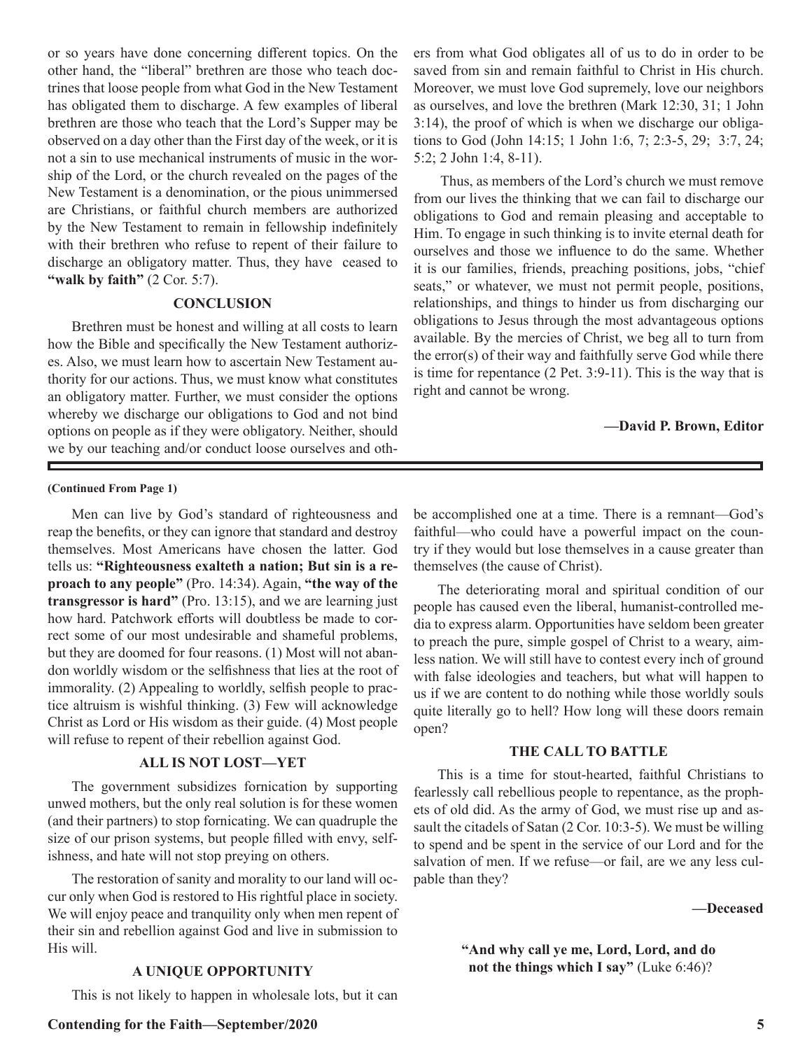or so years have done concerning different topics. On the other hand, the "liberal" brethren are those who teach doctrines that loose people from what God in the New Testament has obligated them to discharge. A few examples of liberal brethren are those who teach that the Lord's Supper may be observed on a day other than the First day of the week, or it is not a sin to use mechanical instruments of music in the worship of the Lord, or the church revealed on the pages of the New Testament is a denomination, or the pious unimmersed are Christians, or faithful church members are authorized by the New Testament to remain in fellowship indefinitely with their brethren who refuse to repent of their failure to discharge an obligatory matter. Thus, they have ceased to **"walk by faith"** (2 Cor. 5:7).

### CONCLUSION

Brethren must be honest and willing at all costs to learn how the Bible and specifically the New Testament authorizes. Also, we must learn how to ascertain New Testament authority for our actions. Thus, we must know what constitutes an obligatory matter. Further, we must consider the options whereby we discharge our obligations to God and not bind options on people as if they were obligatory. Neither, should we by our teaching and/or conduct loose ourselves and others from what God obligates all of us to do in order to be saved from sin and remain faithful to Christ in His church. Moreover, we must love God supremely, love our neighbors as ourselves, and love the brethren (Mark 12:30, 31; 1 John 3:14), the proof of which is when we discharge our obligations to God (John 14:15; 1 John 1:6, 7; 2:3-5, 29; 3:7, 24; 5:2; 2 John 1:4, 8-11).

Thus, as members of the Lord's church we must remove from our lives the thinking that we can fail to discharge our obligations to God and remain pleasing and acceptable to Him. To engage in such thinking is to invite eternal death for ourselves and those we influence to do the same. Whether it is our families, friends, preaching positions, jobs, "chief seats," or whatever, we must not permit people, positions, relationships, and things to hinder us from discharging our obligations to Jesus through the most advantageous options available. By the mercies of Christ, we beg all to turn from the error(s) of their way and faithfully serve God while there is time for repentance (2 Pet. 3:9-11). This is the way that is right and cannot be wrong.

**—David P. Brown, Editor**

---

**(Continued From Page 1)**

Men can live by God's standard of righteousness and reap the benefits, or they can ignore that standard and destroy themselves. Most Americans have chosen the latter. God tells us: **"Righteousness exalteth a nation; But sin is a reproach to any people"** (Pro. 14:34). Again, **"the way of the transgressor is hard"** (Pro. 13:15), and we are learning just how hard. Patchwork efforts will doubtless be made to correct some of our most undesirable and shameful problems, but they are doomed for four reasons. (1) Most will not abandon worldly wisdom or the selfishness that lies at the root of immorality. (2) Appealing to worldly, selfish people to practice altruism is wishful thinking. (3) Few will acknowledge Christ as Lord or His wisdom as their guide. (4) Most people will refuse to repent of their rebellion against God.

### ALL IS NOT LOST—YET

The government subsidizes fornication by supporting unwed mothers, but the only real solution is for these women (and their partners) to stop fornicating. We can quadruple the size of our prison systems, but people filled with envy, selfishness, and hate will not stop preying on others.

The restoration of sanity and morality to our land will occur only when God is restored to His rightful place in society. We will enjoy peace and tranquility only when men repent of their sin and rebellion against God and live in submission to His will.

### A UNIQUE OPPORTUNITY

This is not likely to happen in wholesale lots, but it can be accomplished one at a time. There is a remnant—God's faithful—who could have a powerful impact on the country if they would but lose themselves in a cause greater than themselves (the cause of Christ).

The deteriorating moral and spiritual condition of our people has caused even the liberal, humanist-controlled media to express alarm. Opportunities have seldom been greater to preach the pure, simple gospel of Christ to a weary, aimless nation. We will still have to contest every inch of ground with false ideologies and teachers, but what will happen to us if we are content to do nothing while those worldly souls quite literally go to hell? How long will these doors remain open?

### THE CALL TO BATTLE

This is a time for stout-hearted, faithful Christians to fearlessly call rebellious people to repentance, as the prophets of old did. As the army of God, we must rise up and assault the citadels of Satan (2 Cor. 10:3-5). We must be willing to spend and be spent in the service of our Lord and for the salvation of men. If we refuse—or fail, are we any less culpable than they?

**—Deceased**

**"And why call ye me, Lord, Lord, and do not the things which I say"** (Luke 6:46)?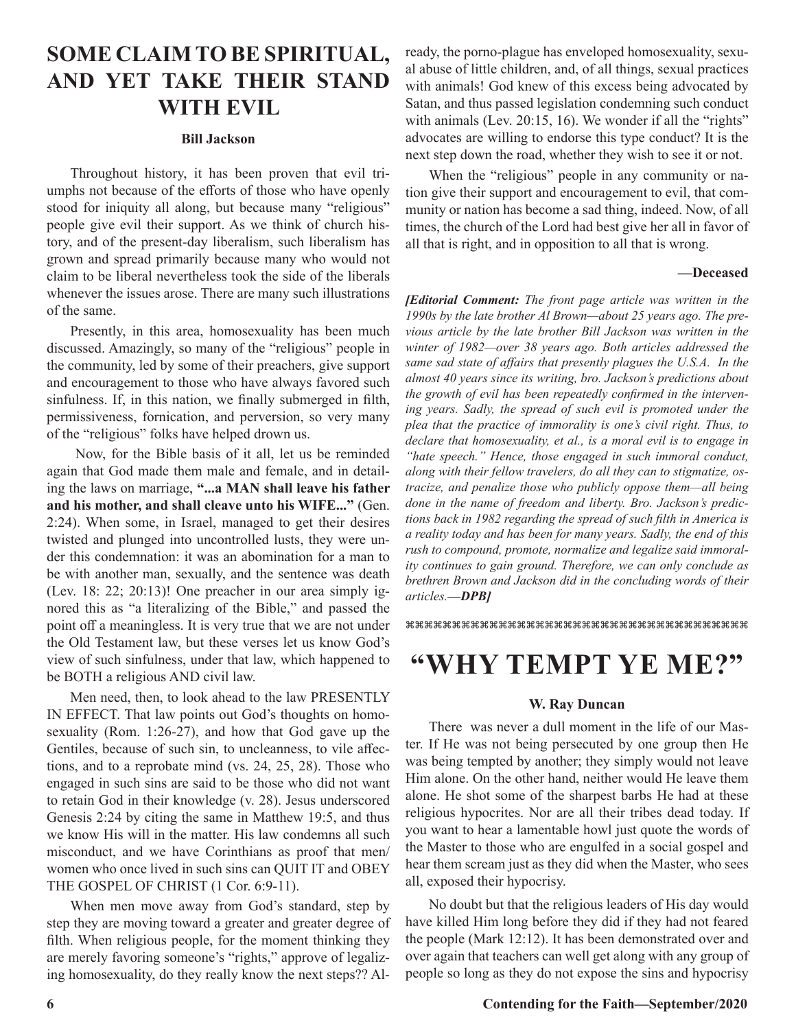## SOME CLAIM TO BE SPIRITUAL, AND YET TAKE THEIR STAND WITH EVIL

**Bill Jackson**

Throughout history, it has been proven that evil triumphs not because of the efforts of those who have openly stood for iniquity all along, but because many "religious" people give evil their support. As we think of church history, and of the present-day liberalism, such liberalism has grown and spread primarily because many who would not claim to be liberal nevertheless took the side of the liberals whenever the issues arose. There are many such illustrations of the same.

Presently, in this area, homosexuality has been much discussed. Amazingly, so many of the "religious" people in the community, led by some of their preachers, give support and encouragement to those who have always favored such sinfulness. If, in this nation, we finally submerged in filth, permissiveness, fornication, and perversion, so very many of the "religious" folks have helped drown us.

Now, for the Bible basis of it all, let us be reminded again that God made them male and female, and in detailing the laws on marriage, **"...a MAN shall leave his father and his mother, and shall cleave unto his WIFE..."** (Gen. 2:24). When some, in Israel, managed to get their desires twisted and plunged into uncontrolled lusts, they were under this condemnation: it was an abomination for a man to be with another man, sexually, and the sentence was death (Lev. 18: 22; 20:13)! One preacher in our area simply ignored this as "a literalizing of the Bible," and passed the point off a meaningless. It is very true that we are not under the Old Testament law, but these verses let us know God's view of such sinfulness, under that law, which happened to be BOTH a religious AND civil law.

Men need, then, to look ahead to the law PRESENTLY IN EFFECT. That law points out God's thoughts on homosexuality (Rom. 1:26-27), and how that God gave up the Gentiles, because of such sin, to uncleanness, to vile affections, and to a reprobate mind (vs. 24, 25, 28). Those who engaged in such sins are said to be those who did not want to retain God in their knowledge (v. 28). Jesus underscored Genesis 2:24 by citing the same in Matthew 19:5, and thus we know His will in the matter. His law condemns all such misconduct, and we have Corinthians as proof that men/women who once lived in such sins can QUIT IT and OBEY THE GOSPEL OF CHRIST (1 Cor. 6:9-11).

When men move away from God's standard, step by step they are moving toward a greater and greater degree of filth. When religious people, for the moment thinking they are merely favoring someone's "rights," approve of legalizing homosexuality, do they really know the next steps?? Already, the porno-plague has enveloped homosexuality, sexual abuse of little children, and, of all things, sexual practices with animals! God knew of this excess being advocated by Satan, and thus passed legislation condemning such conduct with animals (Lev. 20:15, 16). We wonder if all the "rights" advocates are willing to endorse this type conduct? It is the next step down the road, whether they wish to see it or not.

When the "religious" people in any community or nation give their support and encouragement to evil, that community or nation has become a sad thing, indeed. Now, of all times, the church of the Lord had best give her all in favor of all that is right, and in opposition to all that is wrong.

**—Deceased**

***[Editorial Comment:** The front page article was written in the 1990s by the late brother Al Brown—about 25 years ago. The previous article by the late brother Bill Jackson was written in the winter of 1982—over 38 years ago. Both articles addressed the same sad state of affairs that presently plagues the U.S.A. In the almost 40 years since its writing, bro. Jackson's predictions about the growth of evil has been repeatedly confirmed in the intervening years. Sadly, the spread of such evil is promoted under the plea that the practice of immorality is one's civil right. Thus, to declare that homosexuality, et al., is a moral evil is to engage in "hate speech." Hence, those engaged in such immoral conduct, along with their fellow travelers, do all they can to stigmatize, ostracize, and penalize those who publicly oppose them—all being done in the name of freedom and liberty. Bro. Jackson's predictions back in 1982 regarding the spread of such filth in America is a reality today and has been for many years. Sadly, the end of this rush to compound, promote, normalize and legalize said immorality continues to gain ground. Therefore, we can only conclude as brethren Brown and Jackson did in the concluding words of their articles.**—DPB]***

⌘⌘⌘⌘⌘⌘⌘⌘⌘⌘⌘⌘⌘⌘⌘⌘⌘⌘⌘⌘⌘⌘⌘⌘⌘⌘⌘⌘⌘⌘⌘⌘⌘⌘⌘⌘⌘⌘⌘⌘⌘⌘

# "WHY TEMPT YE ME?"

**W. Ray Duncan**

There was never a dull moment in the life of our Master. If He was not being persecuted by one group then He was being tempted by another; they simply would not leave Him alone. On the other hand, neither would He leave them alone. He shot some of the sharpest barbs He had at these religious hypocrites. Nor are all their tribes dead today. If you want to hear a lamentable howl just quote the words of the Master to those who are engulfed in a social gospel and hear them scream just as they did when the Master, who sees all, exposed their hypocrisy.

No doubt but that the religious leaders of His day would have killed Him long before they did if they had not feared the people (Mark 12:12). It has been demonstrated over and over again that teachers can well get along with any group of people so long as they do not expose the sins and hypocrisy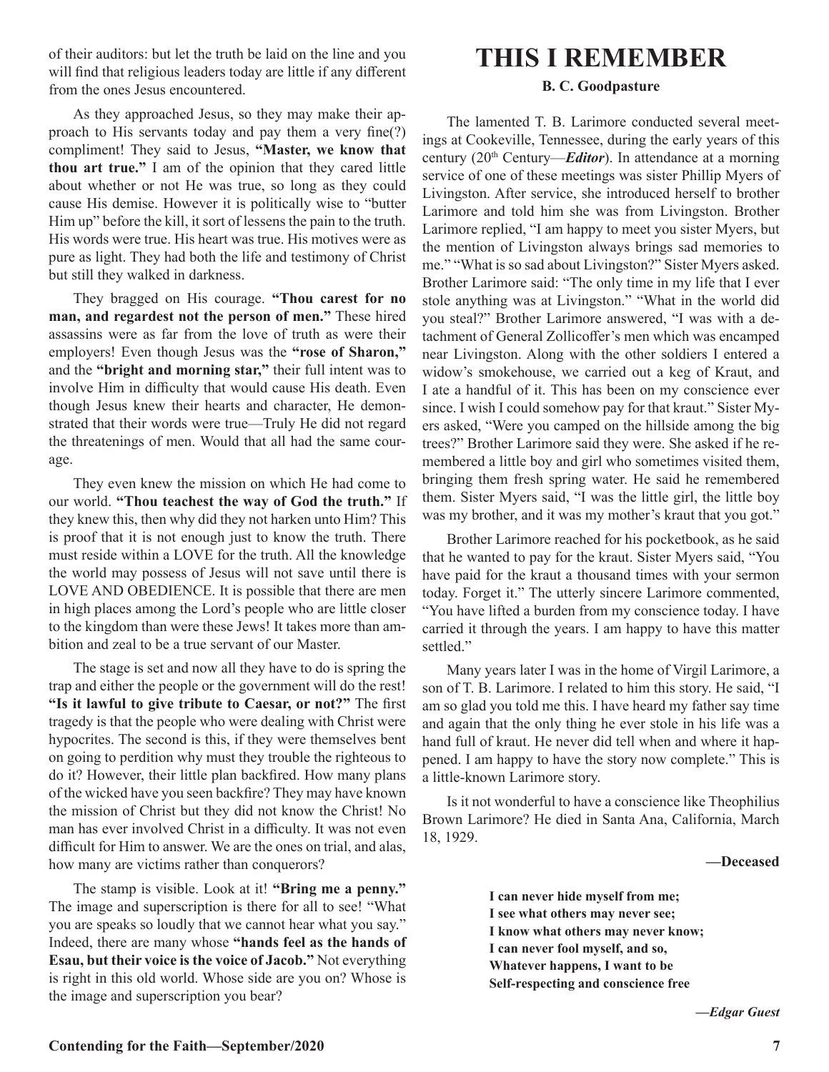of their auditors: but let the truth be laid on the line and you will find that religious leaders today are little if any different from the ones Jesus encountered.

As they approached Jesus, so they may make their approach to His servants today and pay them a very fine(?) compliment! They said to Jesus, **"Master, we know that thou art true."** I am of the opinion that they cared little about whether or not He was true, so long as they could cause His demise. However it is politically wise to "butter Him up" before the kill, it sort of lessens the pain to the truth. His words were true. His heart was true. His motives were as pure as light. They had both the life and testimony of Christ but still they walked in darkness.

They bragged on His courage. **"Thou carest for no man, and regardest not the person of men."** These hired assassins were as far from the love of truth as were their employers! Even though Jesus was the **"rose of Sharon,"** and the **"bright and morning star,"** their full intent was to involve Him in difficulty that would cause His death. Even though Jesus knew their hearts and character, He demonstrated that their words were true—Truly He did not regard the threatenings of men. Would that all had the same courage.

They even knew the mission on which He had come to our world. **"Thou teachest the way of God the truth."** If they knew this, then why did they not harken unto Him? This is proof that it is not enough just to know the truth. There must reside within a LOVE for the truth. All the knowledge the world may possess of Jesus will not save until there is LOVE AND OBEDIENCE. It is possible that there are men in high places among the Lord's people who are little closer to the kingdom than were these Jews! It takes more than ambition and zeal to be a true servant of our Master.

The stage is set and now all they have to do is spring the trap and either the people or the government will do the rest! **"Is it lawful to give tribute to Caesar, or not?"** The first tragedy is that the people who were dealing with Christ were hypocrites. The second is this, if they were themselves bent on going to perdition why must they trouble the righteous to do it? However, their little plan backfired. How many plans of the wicked have you seen backfire? They may have known the mission of Christ but they did not know the Christ! No man has ever involved Christ in a difficulty. It was not even difficult for Him to answer. We are the ones on trial, and alas, how many are victims rather than conquerors?

The stamp is visible. Look at it! **"Bring me a penny."** The image and superscription is there for all to see! "What you are speaks so loudly that we cannot hear what you say." Indeed, there are many whose **"hands feel as the hands of Esau, but their voice is the voice of Jacob."** Not everything is right in this old world. Whose side are you on? Whose is the image and superscription you bear?

# THIS I REMEMBER

**B. C. Goodpasture**

The lamented T. B. Larimore conducted several meetings at Cookeville, Tennessee, during the early years of this century (20th Century—***Editor***). In attendance at a morning service of one of these meetings was sister Phillip Myers of Livingston. After service, she introduced herself to brother Larimore and told him she was from Livingston. Brother Larimore replied, "I am happy to meet you sister Myers, but the mention of Livingston always brings sad memories to me." "What is so sad about Livingston?" Sister Myers asked. Brother Larimore said: "The only time in my life that I ever stole anything was at Livingston." "What in the world did you steal?" Brother Larimore answered, "I was with a detachment of General Zollicoffer's men which was encamped near Livingston. Along with the other soldiers I entered a widow's smokehouse, we carried out a keg of Kraut, and I ate a handful of it. This has been on my conscience ever since. I wish I could somehow pay for that kraut." Sister Myers asked, "Were you camped on the hillside among the big trees?" Brother Larimore said they were. She asked if he remembered a little boy and girl who sometimes visited them, bringing them fresh spring water. He said he remembered them. Sister Myers said, "I was the little girl, the little boy was my brother, and it was my mother's kraut that you got."

Brother Larimore reached for his pocketbook, as he said that he wanted to pay for the kraut. Sister Myers said, "You have paid for the kraut a thousand times with your sermon today. Forget it." The utterly sincere Larimore commented, "You have lifted a burden from my conscience today. I have carried it through the years. I am happy to have this matter settled."

Many years later I was in the home of Virgil Larimore, a son of T. B. Larimore. I related to him this story. He said, "I am so glad you told me this. I have heard my father say time and again that the only thing he ever stole in his life was a hand full of kraut. He never did tell when and where it happened. I am happy to have the story now complete." This is a little-known Larimore story.

Is it not wonderful to have a conscience like Theophilius Brown Larimore? He died in Santa Ana, California, March 18, 1929.

**—Deceased**

**I can never hide myself from me;**
**I see what others may never see;**
**I know what others may never know;**
**I can never fool myself, and so,**
**Whatever happens, I want to be**
**Self-respecting and conscience free**

***—Edgar Guest***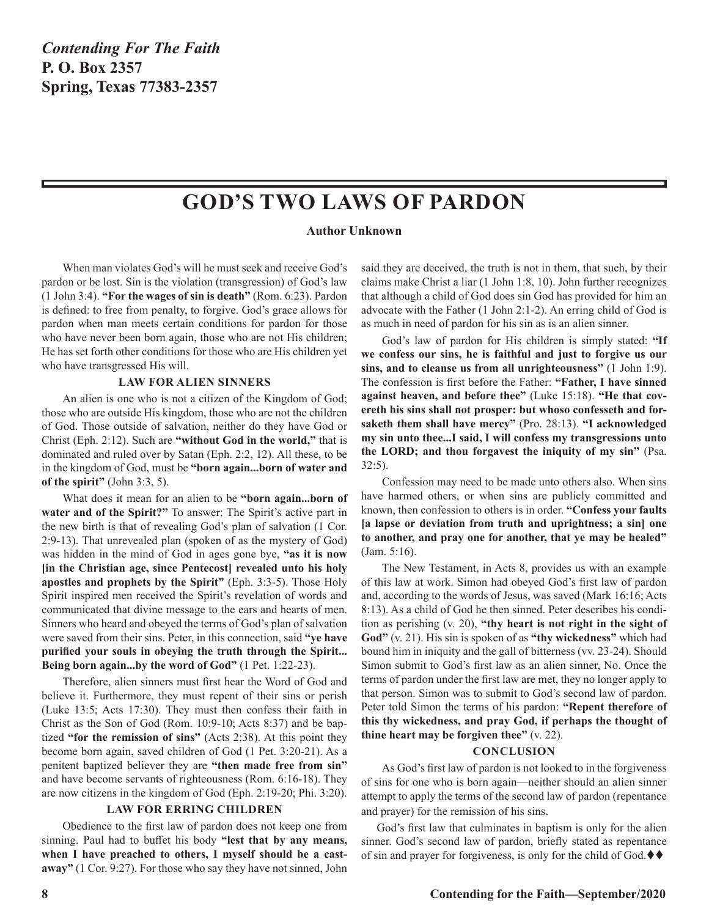*Contending For The Faith*
**P. O. Box 2357**
**Spring, Texas 77383-2357**

# GOD'S TWO LAWS OF PARDON

**Author Unknown**

When man violates God's will he must seek and receive God's pardon or be lost. Sin is the violation (transgression) of God's law (1 John 3:4). **"For the wages of sin is death"** (Rom. 6:23). Pardon is defined: to free from penalty, to forgive. God's grace allows for pardon when man meets certain conditions for pardon for those who have never been born again, those who are not His children; He has set forth other conditions for those who are His children yet who have transgressed His will.

### LAW FOR ALIEN SINNERS

An alien is one who is not a citizen of the Kingdom of God; those who are outside His kingdom, those who are not the children of God. Those outside of salvation, neither do they have God or Christ (Eph. 2:12). Such are **"without God in the world,"** that is dominated and ruled over by Satan (Eph. 2:2, 12). All these, to be in the kingdom of God, must be **"born again...born of water and of the spirit"** (John 3:3, 5).

What does it mean for an alien to be **"born again...born of water and of the Spirit?"** To answer: The Spirit's active part in the new birth is that of revealing God's plan of salvation (1 Cor. 2:9-13). That unrevealed plan (spoken of as the mystery of God) was hidden in the mind of God in ages gone bye, **"as it is now [in the Christian age, since Pentecost] revealed unto his holy apostles and prophets by the Spirit"** (Eph. 3:3-5). Those Holy Spirit inspired men received the Spirit's revelation of words and communicated that divine message to the ears and hearts of men. Sinners who heard and obeyed the terms of God's plan of salvation were saved from their sins. Peter, in this connection, said **"ye have purified your souls in obeying the truth through the Spirit... Being born again...by the word of God"** (1 Pet. 1:22-23).

Therefore, alien sinners must first hear the Word of God and believe it. Furthermore, they must repent of their sins or perish (Luke 13:5; Acts 17:30). They must then confess their faith in Christ as the Son of God (Rom. 10:9-10; Acts 8:37) and be baptized **"for the remission of sins"** (Acts 2:38). At this point they become born again, saved children of God (1 Pet. 3:20-21). As a penitent baptized believer they are **"then made free from sin"** and have become servants of righteousness (Rom. 6:16-18). They are now citizens in the kingdom of God (Eph. 2:19-20; Phi. 3:20).

### LAW FOR ERRING CHILDREN

Obedience to the first law of pardon does not keep one from sinning. Paul had to buffet his body **"lest that by any means, when I have preached to others, I myself should be a castaway"** (1 Cor. 9:27). For those who say they have not sinned, John said they are deceived, the truth is not in them, that such, by their claims make Christ a liar (1 John 1:8, 10). John further recognizes that although a child of God does sin God has provided for him an advocate with the Father (1 John 2:1-2). An erring child of God is as much in need of pardon for his sin as is an alien sinner.

God's law of pardon for His children is simply stated: **"If we confess our sins, he is faithful and just to forgive us our sins, and to cleanse us from all unrighteousness"** (1 John 1:9). The confession is first before the Father: **"Father, I have sinned against heaven, and before thee"** (Luke 15:18). **"He that covereth his sins shall not prosper: but whoso confesseth and forsaketh them shall have mercy"** (Pro. 28:13). **"I acknowledged my sin unto thee...I said, I will confess my transgressions unto the LORD; and thou forgavest the iniquity of my sin"** (Psa. 32:5).

Confession may need to be made unto others also. When sins have harmed others, or when sins are publicly committed and known, then confession to others is in order. **"Confess your faults [a lapse or deviation from truth and uprightness; a sin] one to another, and pray one for another, that ye may be healed"** (Jam. 5:16).

The New Testament, in Acts 8, provides us with an example of this law at work. Simon had obeyed God's first law of pardon and, according to the words of Jesus, was saved (Mark 16:16; Acts 8:13). As a child of God he then sinned. Peter describes his condition as perishing (v. 20), **"thy heart is not right in the sight of God"** (v. 21). His sin is spoken of as **"thy wickedness"** which had bound him in iniquity and the gall of bitterness (vv. 23-24). Should Simon submit to God's first law as an alien sinner, No. Once the terms of pardon under the first law are met, they no longer apply to that person. Simon was to submit to God's second law of pardon. Peter told Simon the terms of his pardon: **"Repent therefore of this thy wickedness, and pray God, if perhaps the thought of thine heart may be forgiven thee"** (v. 22).

### CONCLUSION

As God's first law of pardon is not looked to in the forgiveness of sins for one who is born again—neither should an alien sinner attempt to apply the terms of the second law of pardon (repentance and prayer) for the remission of his sins.

God's first law that culminates in baptism is only for the alien sinner. God's second law of pardon, briefly stated as repentance of sin and prayer for forgiveness, is only for the child of God.♦♦